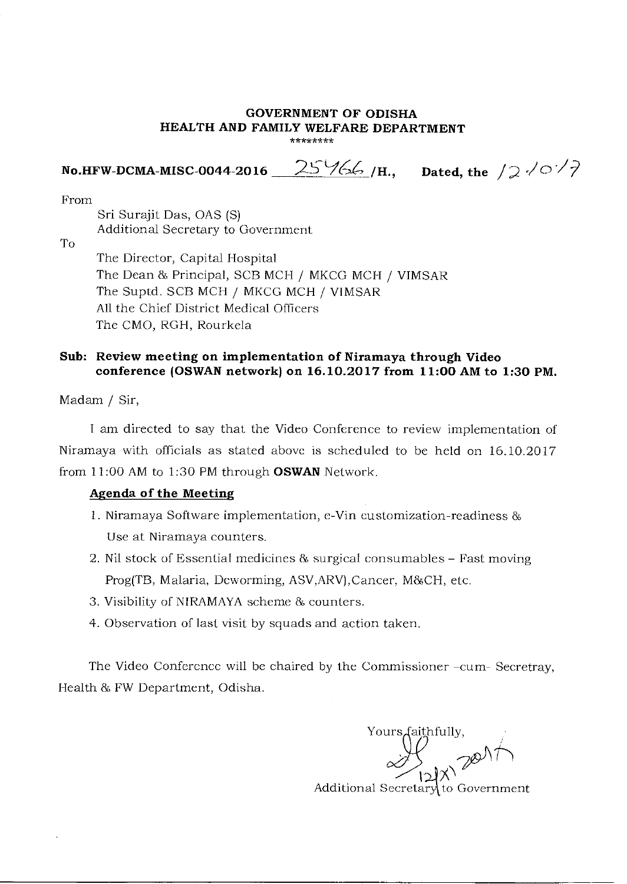**GOVERNMENT OF ODISHA**
**HEALTH AND FAMILY WELFARE DEPARTMENT**

********

**No.HFW-DCMA-MISC-0044-2016 25466 /H., Dated, the 12/10/17**

From

Sri Surajit Das, OAS (S)
Additional Secretary to Government

To

The Director, Capital Hospital
The Dean & Principal, SCB MCH / MKCG MCH / VIMSAR
The Suptd. SCB MCH / MKCG MCH / VIMSAR
All the Chief District Medical Officers
The CMO, RGH, Rourkela

**Sub: Review meeting on implementation of Niramaya through Video conference (OSWAN network) on 16.10.2017 from 11:00 AM to 1:30 PM.**

Madam / Sir,

I am directed to say that the Video Conference to review implementation of Niramaya with officials as stated above is scheduled to be held on 16.10.2017 from 11:00 AM to 1:30 PM through **OSWAN** Network.

**Agenda of the Meeting**

1. Niramaya Software implementation, e-Vin customization-readiness & Use at Niramaya counters.
2. Nil stock of Essential medicines & surgical consumables – Fast moving Prog(TB, Malaria, Deworming, ASV,ARV),Cancer, M&CH, etc.
3. Visibility of NIRAMAYA scheme & counters.
4. Observation of last visit by squads and action taken.

The Video Conference will be chaired by the Commissioner –cum- Secretray, Health & FW Department, Odisha.

Yours faithfully,

12/X/2017

Additional Secretary to Government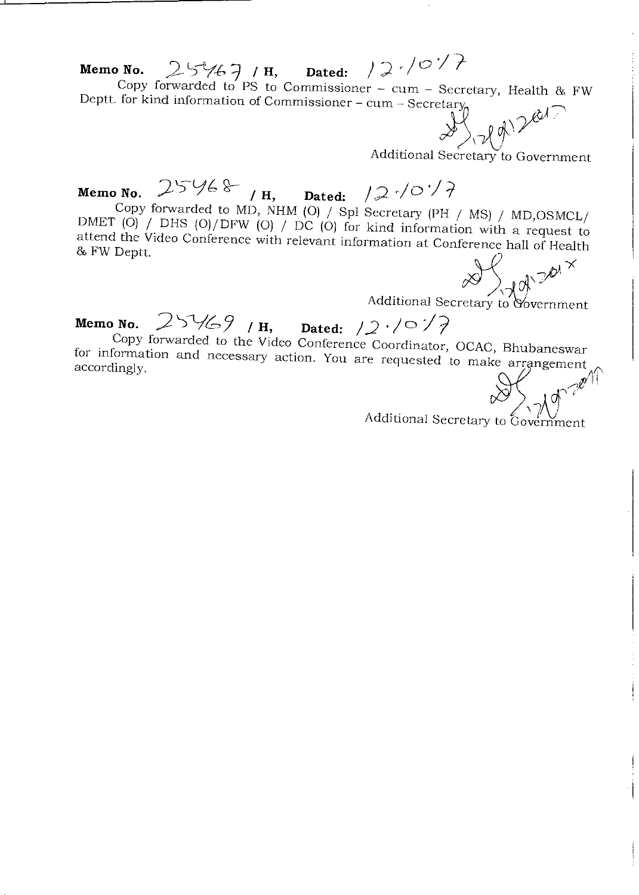**Memo No.** 25467 **/ H, Dated:** 12.10.17

Copy forwarded to PS to Commissioner – cum – Secretary, Health & FW Deptt. for kind information of Commissioner – cum – Secretary.

Additional Secretary to Government

**Memo No.** 25468 **/ H, Dated:** 12.10.17

Copy forwarded to MD, NHM (O) / Spl Secretary (PH / MS) / MD,OSMCL/ DMET (O) / DHS (O)/DFW (O) / DC (O) for kind information with a request to attend the Video Conference with relevant information at Conference hall of Health & FW Deptt.

Additional Secretary to Government

**Memo No.** 25469 **/ H, Dated:** 12.10.17

Copy forwarded to the Video Conference Coordinator, OCAC, Bhubaneswar for information and necessary action. You are requested to make arrangement accordingly.

Additional Secretary to Government